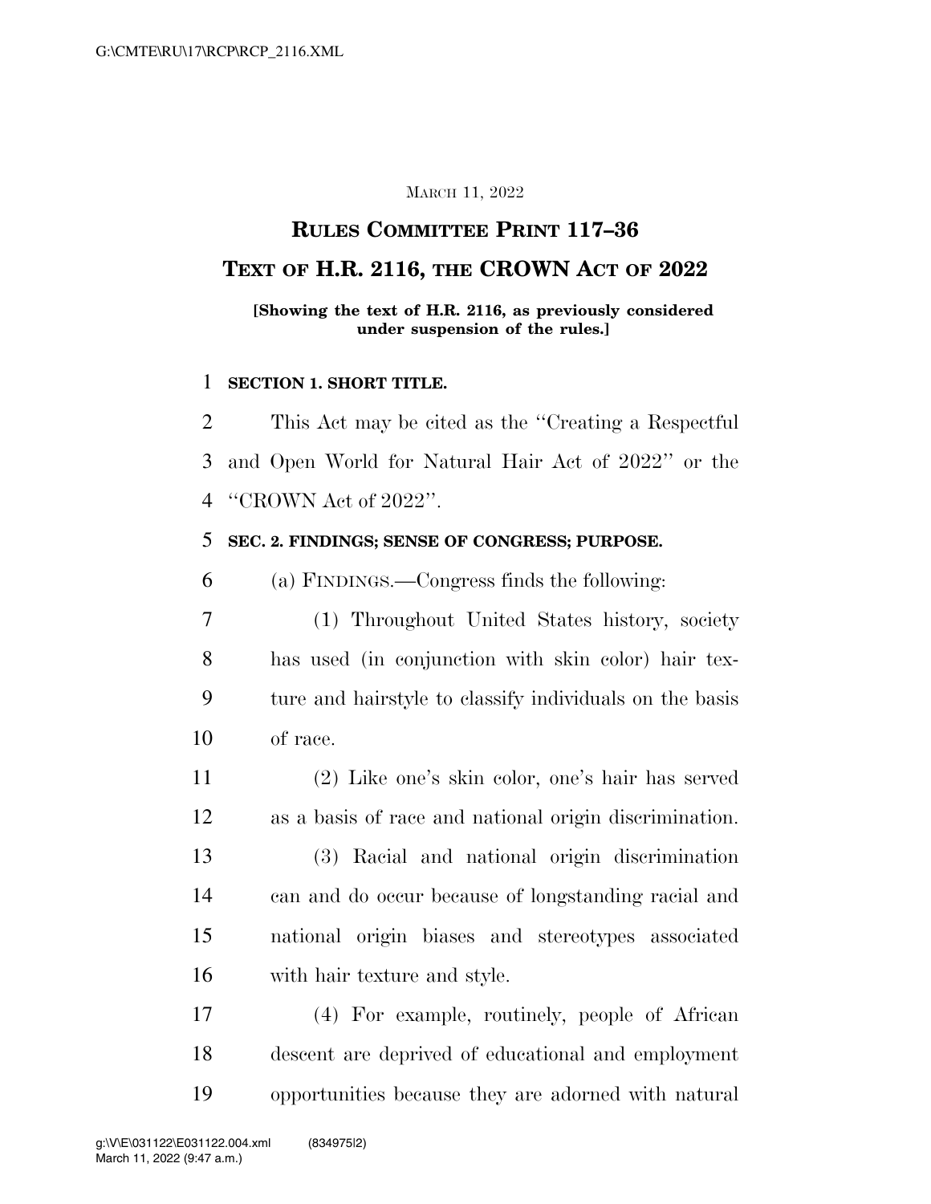March 11, 2022

# Rules Committee Print 117–36

# Text of H.R. 2116, the CROWN Act of 2022

**[Showing the text of H.R. 2116, as previously considered under suspension of the rules.]**

**SECTION 1. SHORT TITLE.**

This Act may be cited as the ''Creating a Respectful and Open World for Natural Hair Act of 2022'' or the ''CROWN Act of 2022''.

**SEC. 2. FINDINGS; SENSE OF CONGRESS; PURPOSE.**

(a) Findings.—Congress finds the following:

(1) Throughout United States history, society has used (in conjunction with skin color) hair texture and hairstyle to classify individuals on the basis of race.

(2) Like one's skin color, one's hair has served as a basis of race and national origin discrimination.

(3) Racial and national origin discrimination can and do occur because of longstanding racial and national origin biases and stereotypes associated with hair texture and style.

(4) For example, routinely, people of African descent are deprived of educational and employment opportunities because they are adorned with natural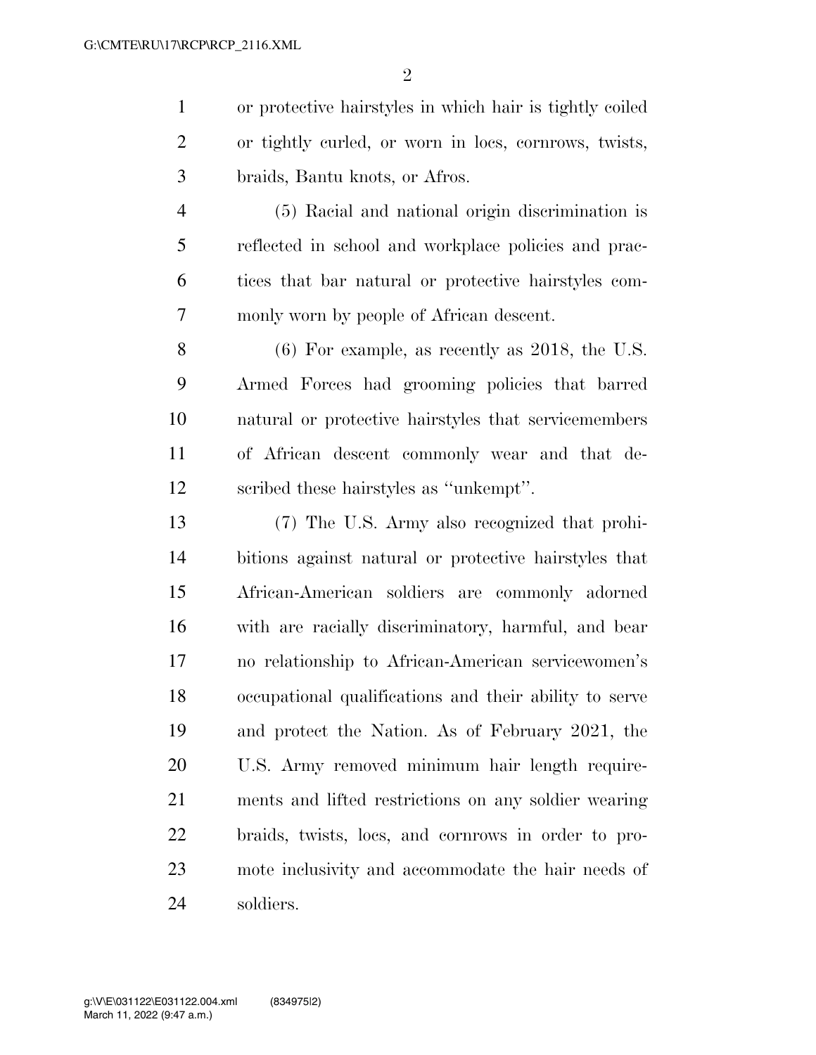or protective hairstyles in which hair is tightly coiled or tightly curled, or worn in locs, cornrows, twists, braids, Bantu knots, or Afros.

(5) Racial and national origin discrimination is reflected in school and workplace policies and practices that bar natural or protective hairstyles commonly worn by people of African descent.

(6) For example, as recently as 2018, the U.S. Armed Forces had grooming policies that barred natural or protective hairstyles that servicemembers of African descent commonly wear and that described these hairstyles as ''unkempt''.

(7) The U.S. Army also recognized that prohibitions against natural or protective hairstyles that African-American soldiers are commonly adorned with are racially discriminatory, harmful, and bear no relationship to African-American servicewomen's occupational qualifications and their ability to serve and protect the Nation. As of February 2021, the U.S. Army removed minimum hair length requirements and lifted restrictions on any soldier wearing braids, twists, locs, and cornrows in order to promote inclusivity and accommodate the hair needs of soldiers.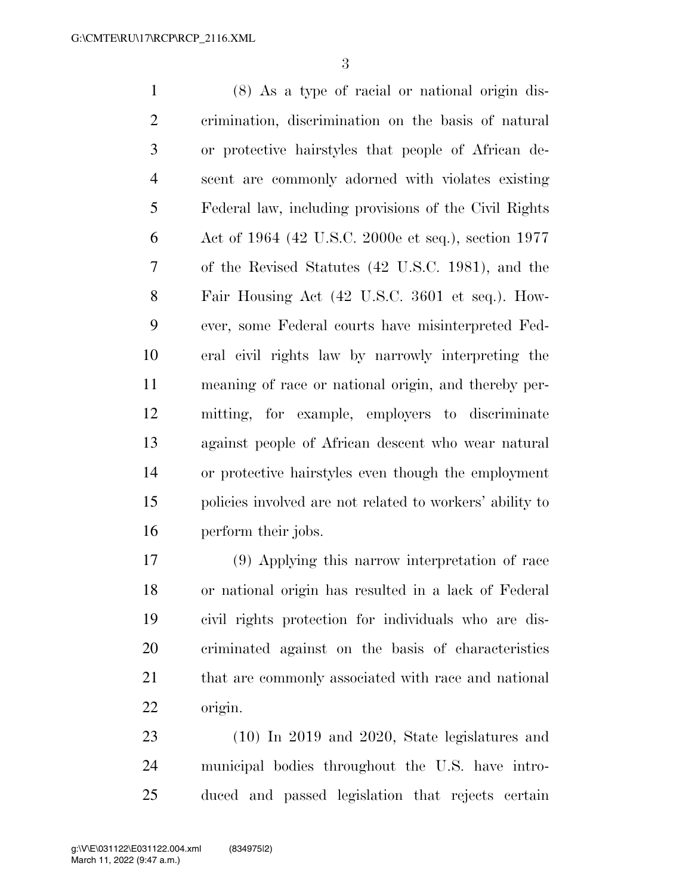(8) As a type of racial or national origin discrimination, discrimination on the basis of natural or protective hairstyles that people of African descent are commonly adorned with violates existing Federal law, including provisions of the Civil Rights Act of 1964 (42 U.S.C. 2000e et seq.), section 1977 of the Revised Statutes (42 U.S.C. 1981), and the Fair Housing Act (42 U.S.C. 3601 et seq.). However, some Federal courts have misinterpreted Federal civil rights law by narrowly interpreting the meaning of race or national origin, and thereby permitting, for example, employers to discriminate against people of African descent who wear natural or protective hairstyles even though the employment policies involved are not related to workers' ability to perform their jobs.

(9) Applying this narrow interpretation of race or national origin has resulted in a lack of Federal civil rights protection for individuals who are discriminated against on the basis of characteristics that are commonly associated with race and national origin.

(10) In 2019 and 2020, State legislatures and municipal bodies throughout the U.S. have introduced and passed legislation that rejects certain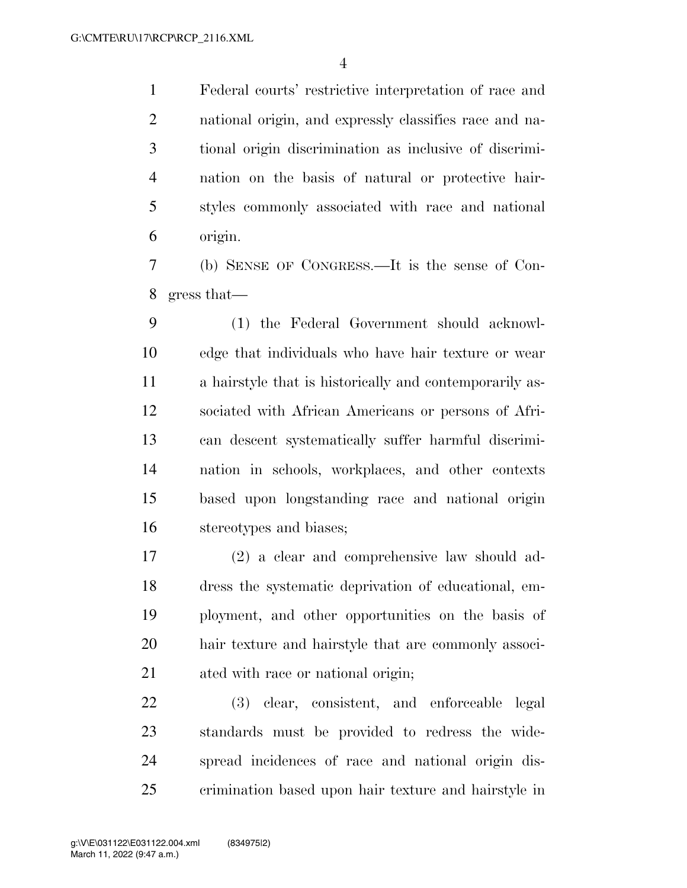Federal courts' restrictive interpretation of race and national origin, and expressly classifies race and national origin discrimination as inclusive of discrimination on the basis of natural or protective hairstyles commonly associated with race and national origin.

(b) SENSE OF CONGRESS.—It is the sense of Congress that—

(1) the Federal Government should acknowledge that individuals who have hair texture or wear a hairstyle that is historically and contemporarily associated with African Americans or persons of African descent systematically suffer harmful discrimination in schools, workplaces, and other contexts based upon longstanding race and national origin stereotypes and biases;

(2) a clear and comprehensive law should address the systematic deprivation of educational, employment, and other opportunities on the basis of hair texture and hairstyle that are commonly associated with race or national origin;

(3) clear, consistent, and enforceable legal standards must be provided to redress the widespread incidences of race and national origin discrimination based upon hair texture and hairstyle in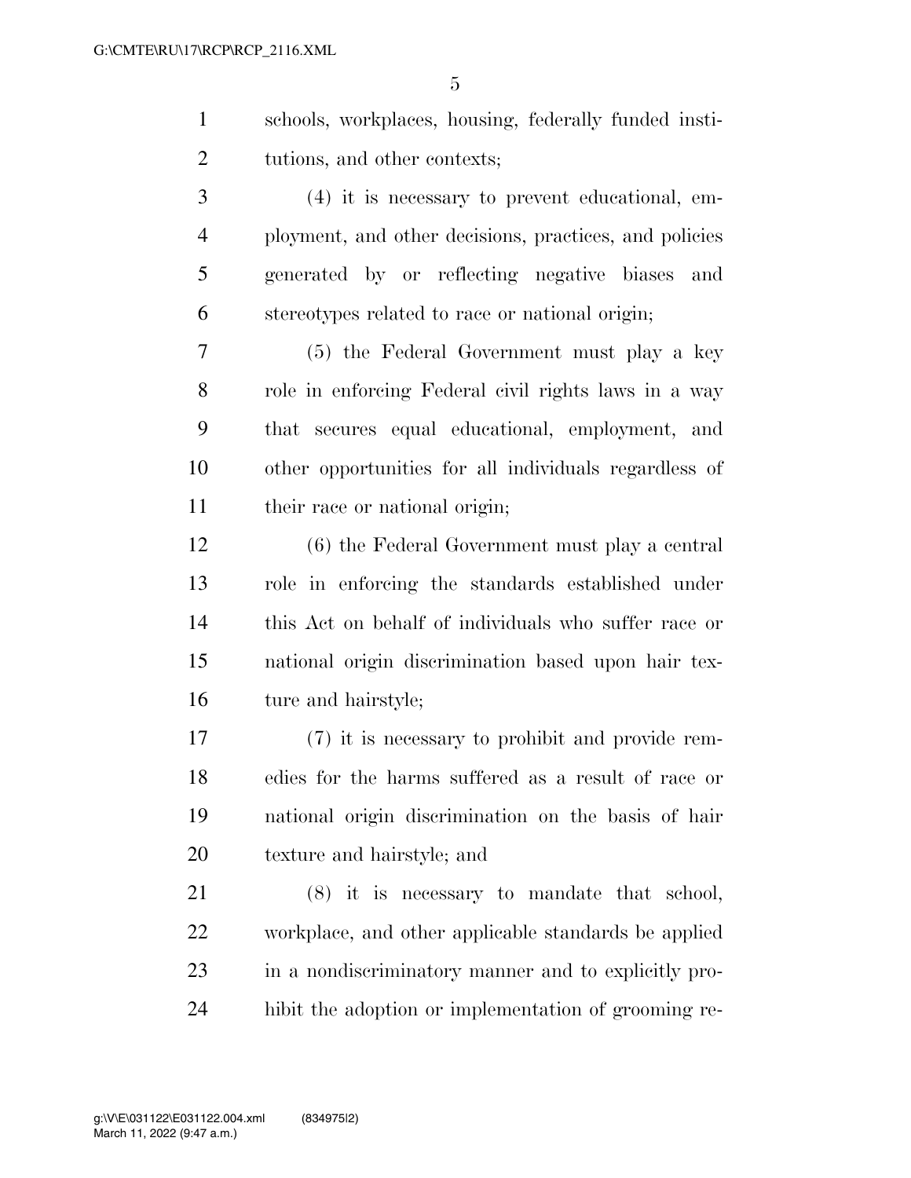schools, workplaces, housing, federally funded institutions, and other contexts;

(4) it is necessary to prevent educational, employment, and other decisions, practices, and policies generated by or reflecting negative biases and stereotypes related to race or national origin;

(5) the Federal Government must play a key role in enforcing Federal civil rights laws in a way that secures equal educational, employment, and other opportunities for all individuals regardless of their race or national origin;

(6) the Federal Government must play a central role in enforcing the standards established under this Act on behalf of individuals who suffer race or national origin discrimination based upon hair texture and hairstyle;

(7) it is necessary to prohibit and provide remedies for the harms suffered as a result of race or national origin discrimination on the basis of hair texture and hairstyle; and

(8) it is necessary to mandate that school, workplace, and other applicable standards be applied in a nondiscriminatory manner and to explicitly prohibit the adoption or implementation of grooming re-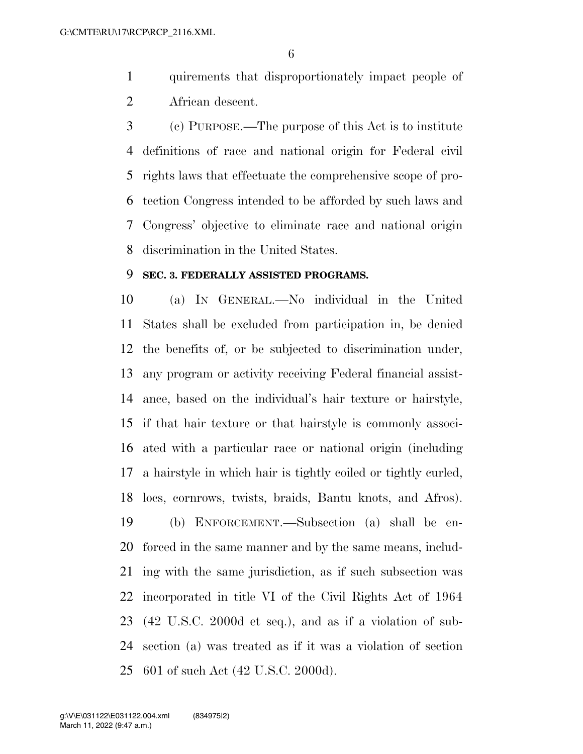quirements that disproportionately impact people of African descent.

(c) PURPOSE.—The purpose of this Act is to institute definitions of race and national origin for Federal civil rights laws that effectuate the comprehensive scope of protection Congress intended to be afforded by such laws and Congress' objective to eliminate race and national origin discrimination in the United States.

**SEC. 3. FEDERALLY ASSISTED PROGRAMS.**

(a) IN GENERAL.—No individual in the United States shall be excluded from participation in, be denied the benefits of, or be subjected to discrimination under, any program or activity receiving Federal financial assistance, based on the individual's hair texture or hairstyle, if that hair texture or that hairstyle is commonly associated with a particular race or national origin (including a hairstyle in which hair is tightly coiled or tightly curled, locs, cornrows, twists, braids, Bantu knots, and Afros).

(b) ENFORCEMENT.—Subsection (a) shall be enforced in the same manner and by the same means, including with the same jurisdiction, as if such subsection was incorporated in title VI of the Civil Rights Act of 1964 (42 U.S.C. 2000d et seq.), and as if a violation of subsection (a) was treated as if it was a violation of section 601 of such Act (42 U.S.C. 2000d).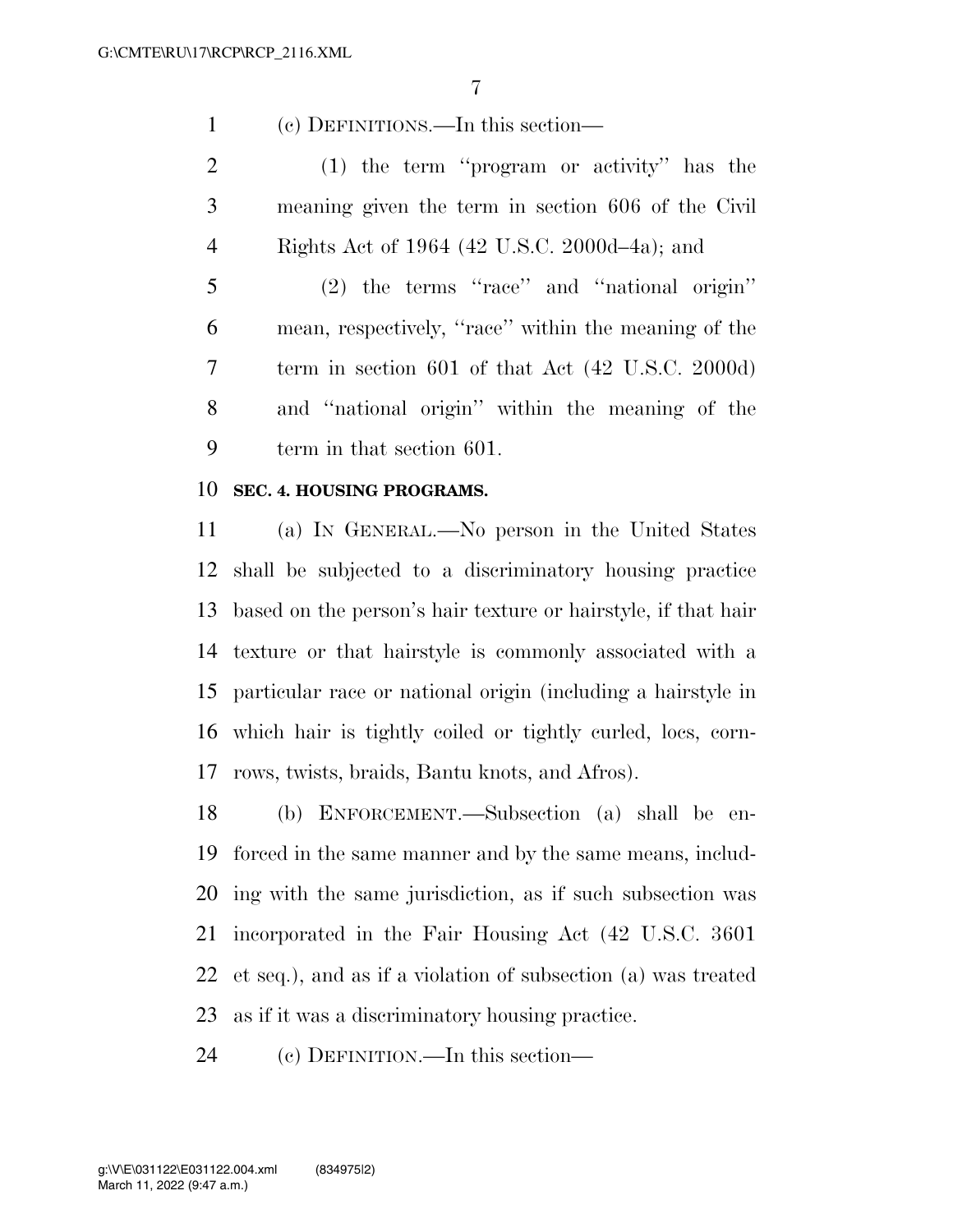(c) DEFINITIONS.—In this section—

(1) the term ''program or activity'' has the meaning given the term in section 606 of the Civil Rights Act of 1964 (42 U.S.C. 2000d–4a); and

(2) the terms ''race'' and ''national origin'' mean, respectively, ''race'' within the meaning of the term in section 601 of that Act (42 U.S.C. 2000d) and ''national origin'' within the meaning of the term in that section 601.

**SEC. 4. HOUSING PROGRAMS.**

(a) IN GENERAL.—No person in the United States shall be subjected to a discriminatory housing practice based on the person's hair texture or hairstyle, if that hair texture or that hairstyle is commonly associated with a particular race or national origin (including a hairstyle in which hair is tightly coiled or tightly curled, locs, cornrows, twists, braids, Bantu knots, and Afros).

(b) ENFORCEMENT.—Subsection (a) shall be enforced in the same manner and by the same means, including with the same jurisdiction, as if such subsection was incorporated in the Fair Housing Act (42 U.S.C. 3601 et seq.), and as if a violation of subsection (a) was treated as if it was a discriminatory housing practice.

(c) DEFINITION.—In this section—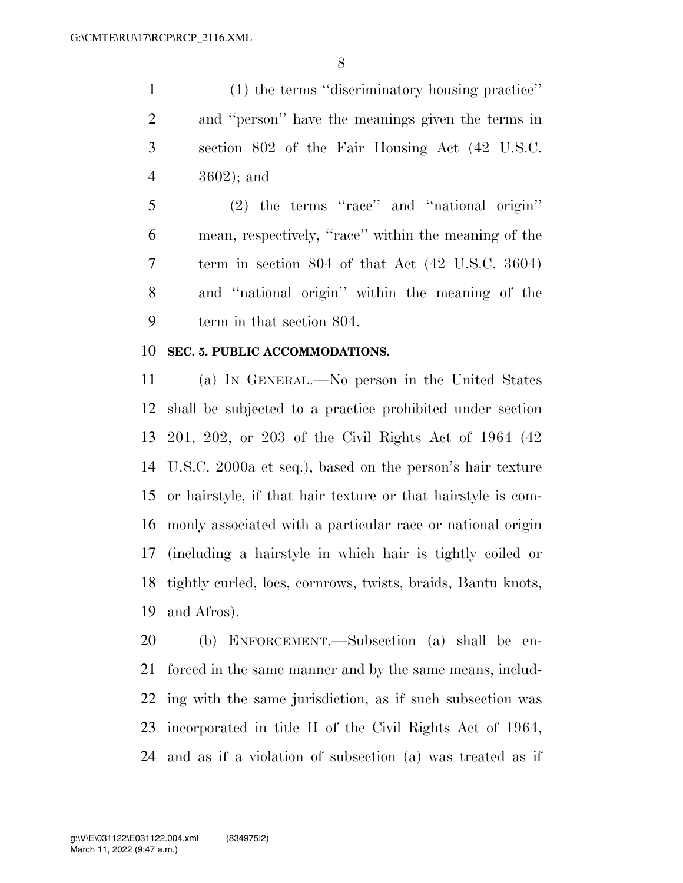(1) the terms "discriminatory housing practice" and "person" have the meanings given the terms in section 802 of the Fair Housing Act (42 U.S.C. 3602); and

(2) the terms "race" and "national origin" mean, respectively, "race" within the meaning of the term in section 804 of that Act (42 U.S.C. 3604) and "national origin" within the meaning of the term in that section 804.

**SEC. 5. PUBLIC ACCOMMODATIONS.**

(a) IN GENERAL.—No person in the United States shall be subjected to a practice prohibited under section 201, 202, or 203 of the Civil Rights Act of 1964 (42 U.S.C. 2000a et seq.), based on the person's hair texture or hairstyle, if that hair texture or that hairstyle is commonly associated with a particular race or national origin (including a hairstyle in which hair is tightly coiled or tightly curled, locs, cornrows, twists, braids, Bantu knots, and Afros).

(b) ENFORCEMENT.—Subsection (a) shall be enforced in the same manner and by the same means, including with the same jurisdiction, as if such subsection was incorporated in title II of the Civil Rights Act of 1964, and as if a violation of subsection (a) was treated as if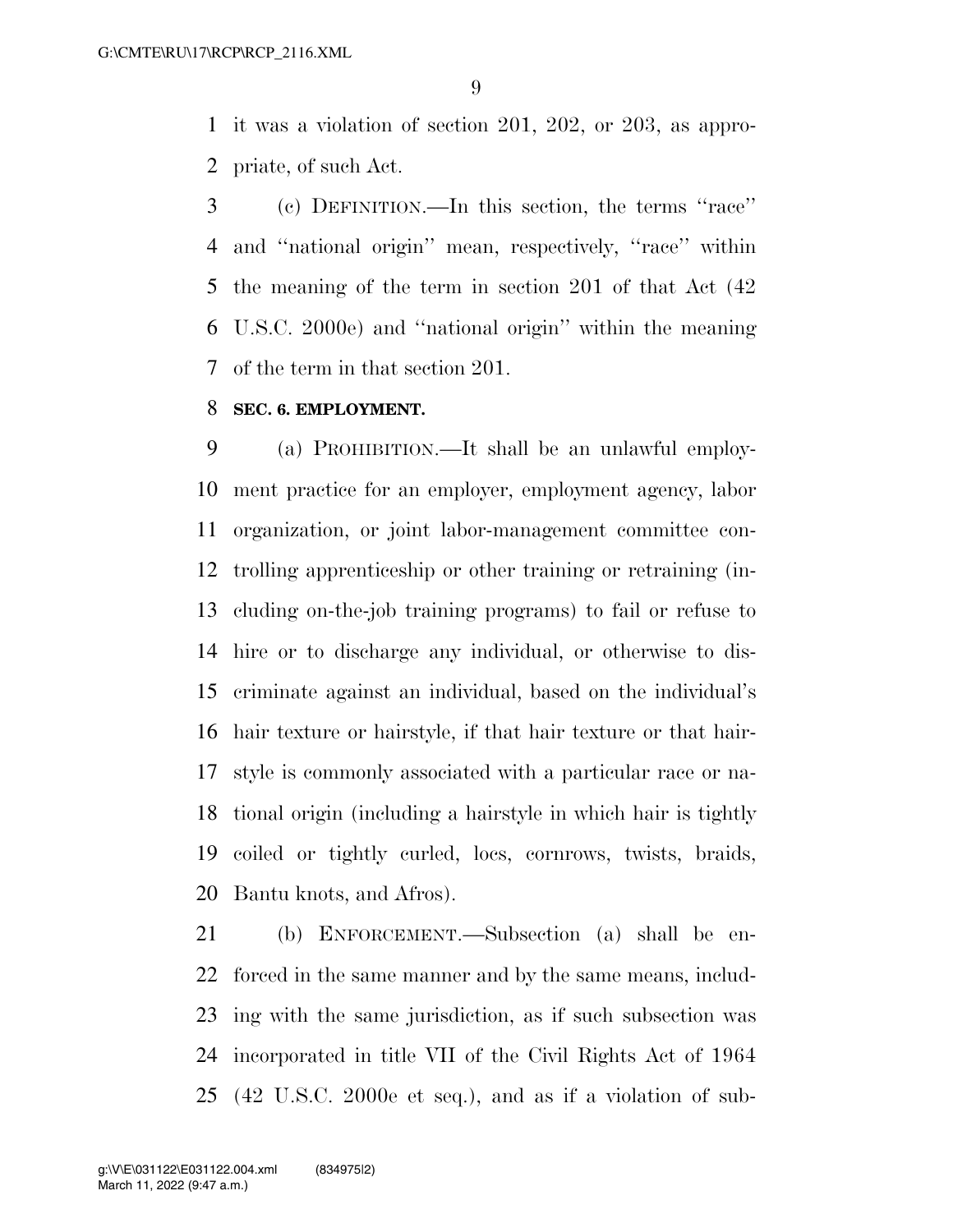it was a violation of section 201, 202, or 203, as appropriate, of such Act.

(c) DEFINITION.—In this section, the terms ''race'' and ''national origin'' mean, respectively, ''race'' within the meaning of the term in section 201 of that Act (42 U.S.C. 2000e) and ''national origin'' within the meaning of the term in that section 201.

**SEC. 6. EMPLOYMENT.**

(a) PROHIBITION.—It shall be an unlawful employment practice for an employer, employment agency, labor organization, or joint labor-management committee controlling apprenticeship or other training or retraining (including on-the-job training programs) to fail or refuse to hire or to discharge any individual, or otherwise to discriminate against an individual, based on the individual's hair texture or hairstyle, if that hair texture or that hairstyle is commonly associated with a particular race or national origin (including a hairstyle in which hair is tightly coiled or tightly curled, locs, cornrows, twists, braids, Bantu knots, and Afros).

(b) ENFORCEMENT.—Subsection (a) shall be enforced in the same manner and by the same means, including with the same jurisdiction, as if such subsection was incorporated in title VII of the Civil Rights Act of 1964 (42 U.S.C. 2000e et seq.), and as if a violation of sub-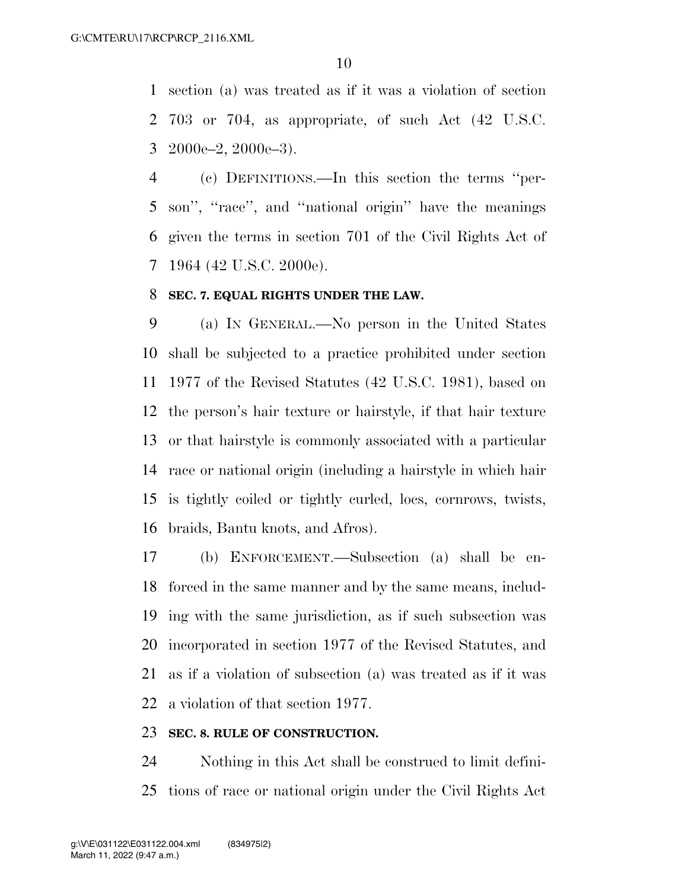section (a) was treated as if it was a violation of section 703 or 704, as appropriate, of such Act (42 U.S.C. 2000e–2, 2000e–3).

(c) DEFINITIONS.—In this section the terms ''person'', ''race'', and ''national origin'' have the meanings given the terms in section 701 of the Civil Rights Act of 1964 (42 U.S.C. 2000e).

**SEC. 7. EQUAL RIGHTS UNDER THE LAW.**

(a) IN GENERAL.—No person in the United States shall be subjected to a practice prohibited under section 1977 of the Revised Statutes (42 U.S.C. 1981), based on the person's hair texture or hairstyle, if that hair texture or that hairstyle is commonly associated with a particular race or national origin (including a hairstyle in which hair is tightly coiled or tightly curled, locs, cornrows, twists, braids, Bantu knots, and Afros).

(b) ENFORCEMENT.—Subsection (a) shall be enforced in the same manner and by the same means, including with the same jurisdiction, as if such subsection was incorporated in section 1977 of the Revised Statutes, and as if a violation of subsection (a) was treated as if it was a violation of that section 1977.

**SEC. 8. RULE OF CONSTRUCTION.**

Nothing in this Act shall be construed to limit definitions of race or national origin under the Civil Rights Act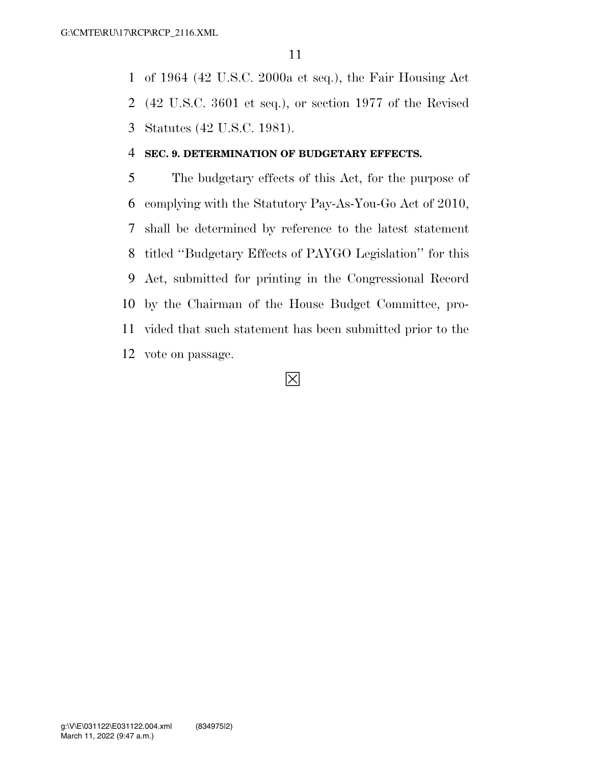of 1964 (42 U.S.C. 2000a et seq.), the Fair Housing Act (42 U.S.C. 3601 et seq.), or section 1977 of the Revised Statutes (42 U.S.C. 1981).

**SEC. 9. DETERMINATION OF BUDGETARY EFFECTS.**

The budgetary effects of this Act, for the purpose of complying with the Statutory Pay-As-You-Go Act of 2010, shall be determined by reference to the latest statement titled ''Budgetary Effects of PAYGO Legislation'' for this Act, submitted for printing in the Congressional Record by the Chairman of the House Budget Committee, provided that such statement has been submitted prior to the vote on passage.

☒